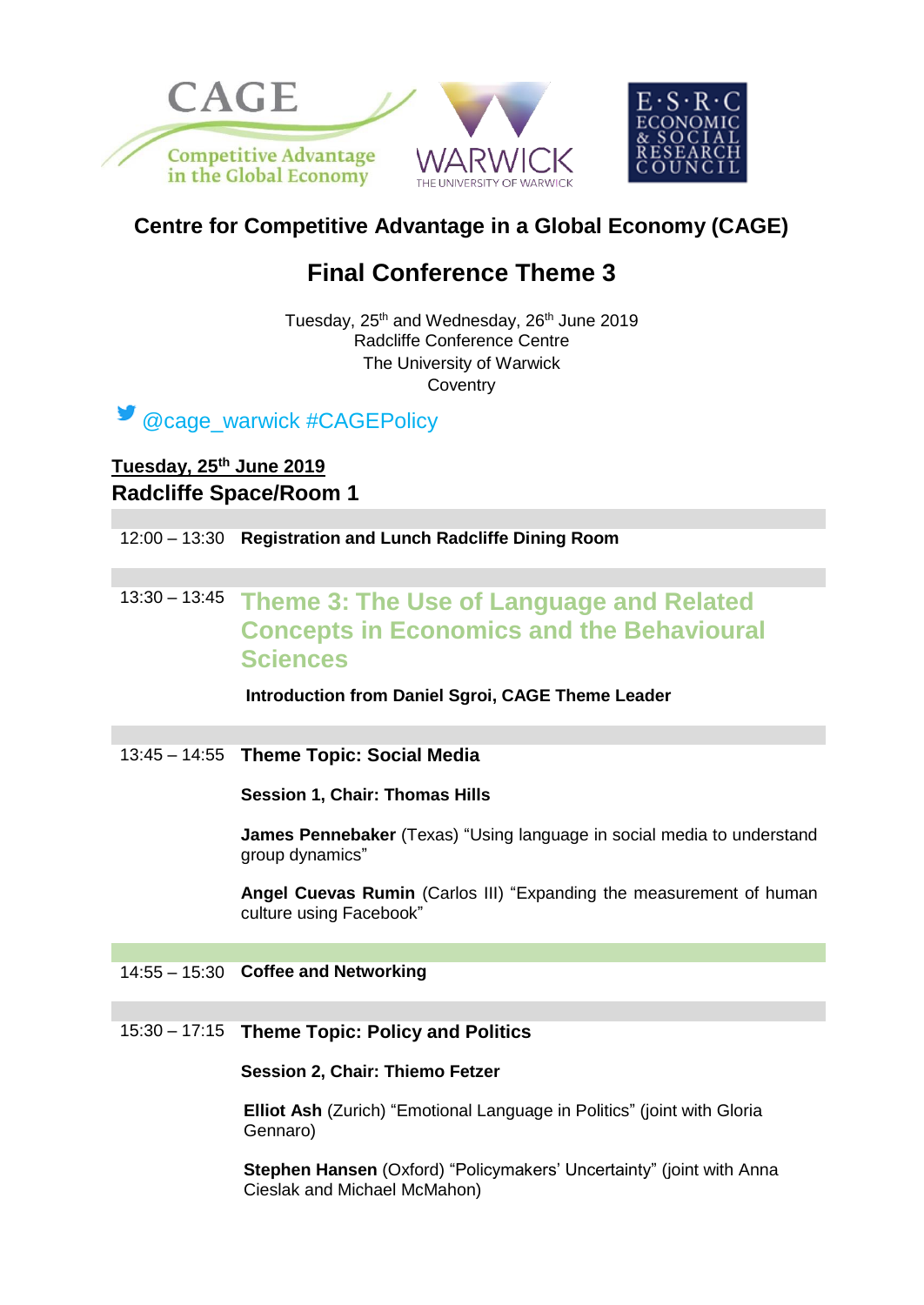CAGE
Competitive Advantage in the Global Economy

WARWICK
THE UNIVERSITY OF WARWICK

E·S·R·C
ECONOMIC & SOCIAL RESEARCH COUNCIL

## Centre for Competitive Advantage in a Global Economy (CAGE)

# Final Conference Theme 3

Tuesday, 25th and Wednesday, 26th June 2019
Radcliffe Conference Centre
The University of Warwick
Coventry

@cage_warwick #CAGEPolicy

**Tuesday, 25th June 2019**

### Radcliffe Space/Room 1

12:00 – 13:30 **Registration and Lunch Radcliffe Dining Room**

13:30 – 13:45 **Theme 3: The Use of Language and Related Concepts in Economics and the Behavioural Sciences**

**Introduction from Daniel Sgroi, CAGE Theme Leader**

13:45 – 14:55 **Theme Topic: Social Media**

**Session 1, Chair: Thomas Hills**

**James Pennebaker** (Texas) "Using language in social media to understand group dynamics"

**Angel Cuevas Rumin** (Carlos III) "Expanding the measurement of human culture using Facebook"

14:55 – 15:30 **Coffee and Networking**

15:30 – 17:15 **Theme Topic: Policy and Politics**

**Session 2, Chair: Thiemo Fetzer**

**Elliot Ash** (Zurich) "Emotional Language in Politics" (joint with Gloria Gennaro)

**Stephen Hansen** (Oxford) "Policymakers' Uncertainty" (joint with Anna Cieslak and Michael McMahon)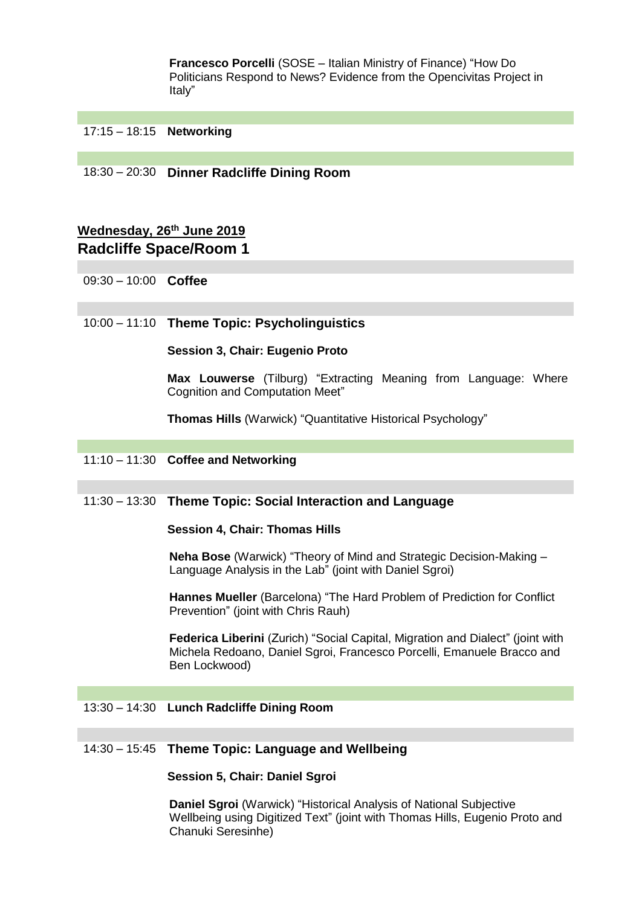**Francesco Porcelli** (SOSE – Italian Ministry of Finance) "How Do Politicians Respond to News? Evidence from the Opencivitas Project in Italy"

17:15 – 18:15 **Networking**

18:30 – 20:30 **Dinner Radcliffe Dining Room**

## Wednesday, 26th June 2019

## Radcliffe Space/Room 1

09:30 – 10:00 **Coffee**

10:00 – 11:10 **Theme Topic: Psycholinguistics**

**Session 3, Chair: Eugenio Proto**

**Max Louwerse** (Tilburg) "Extracting Meaning from Language: Where Cognition and Computation Meet"

**Thomas Hills** (Warwick) "Quantitative Historical Psychology"

11:10 – 11:30 **Coffee and Networking**

11:30 – 13:30 **Theme Topic: Social Interaction and Language**

**Session 4, Chair: Thomas Hills**

**Neha Bose** (Warwick) "Theory of Mind and Strategic Decision-Making – Language Analysis in the Lab" (joint with Daniel Sgroi)

**Hannes Mueller** (Barcelona) "The Hard Problem of Prediction for Conflict Prevention" (joint with Chris Rauh)

**Federica Liberini** (Zurich) "Social Capital, Migration and Dialect" (joint with Michela Redoano, Daniel Sgroi, Francesco Porcelli, Emanuele Bracco and Ben Lockwood)

13:30 – 14:30 **Lunch Radcliffe Dining Room**

14:30 – 15:45 **Theme Topic: Language and Wellbeing**

**Session 5, Chair: Daniel Sgroi**

**Daniel Sgroi** (Warwick) "Historical Analysis of National Subjective Wellbeing using Digitized Text" (joint with Thomas Hills, Eugenio Proto and Chanuki Seresinhe)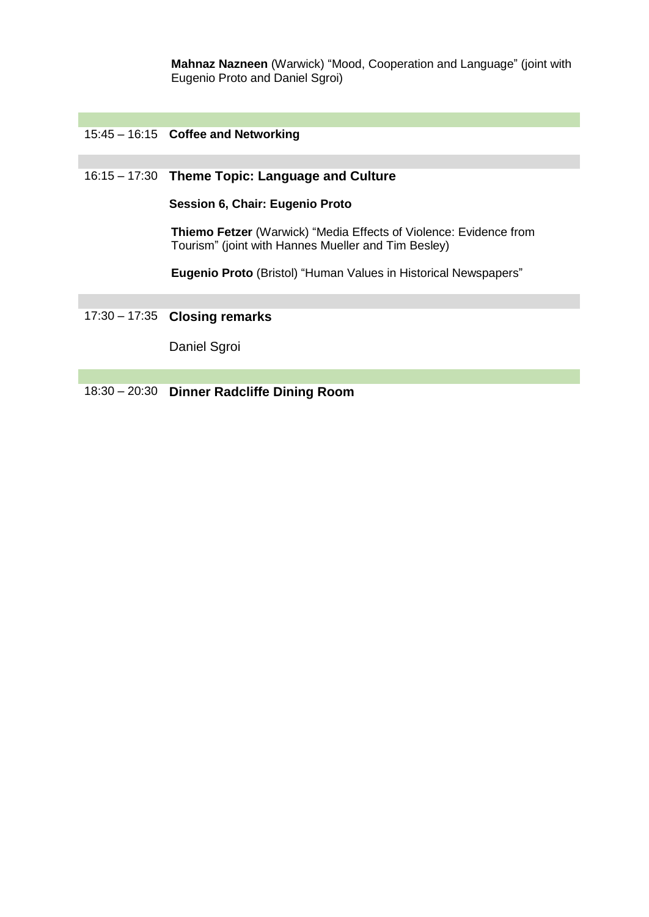**Mahnaz Nazneen** (Warwick) "Mood, Cooperation and Language" (joint with Eugenio Proto and Daniel Sgroi)

15:45 – 16:15 **Coffee and Networking**

16:15 – 17:30 **Theme Topic: Language and Culture**

**Session 6, Chair: Eugenio Proto**

**Thiemo Fetzer** (Warwick) "Media Effects of Violence: Evidence from Tourism" (joint with Hannes Mueller and Tim Besley)

**Eugenio Proto** (Bristol) "Human Values in Historical Newspapers"

17:30 – 17:35 **Closing remarks**

Daniel Sgroi

18:30 – 20:30 **Dinner Radcliffe Dining Room**